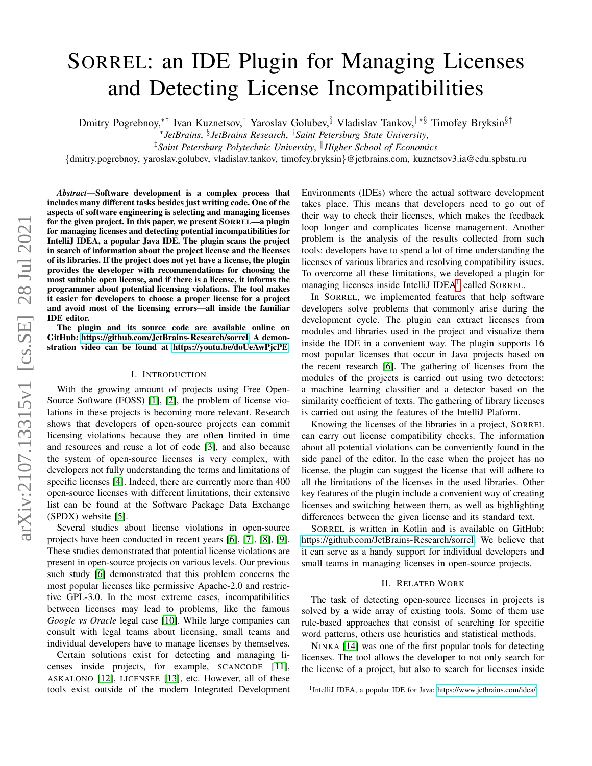# SORREL: an IDE Plugin for Managing Licenses and Detecting License Incompatibilities

Dmitry Pogrebnoy,[*†] Ivan Kuznetsov,[‡] Yaroslav Golubev,[§] Vladislav Tankov,[‖*§] Timofey Bryksin[§†]

[*]*JetBrains*, [§]*JetBrains Research*, [†]*Saint Petersburg State University*,

[‡]*Saint Petersburg Polytechnic University*, [‖]*Higher School of Economics*

{dmitry.pogrebnoy, yaroslav.golubev, vladislav.tankov, timofey.bryksin}@jetbrains.com, kuznetsov3.ia@edu.spbstu.ru

***Abstract*—Software development is a complex process that includes many different tasks besides just writing code. One of the aspects of software engineering is selecting and managing licenses for the given project. In this paper, we present SORREL—a plugin for managing licenses and detecting potential incompatibilities for IntelliJ IDEA, a popular Java IDE. The plugin scans the project in search of information about the project license and the licenses of its libraries. If the project does not yet have a license, the plugin provides the developer with recommendations for choosing the most suitable open license, and if there is a license, it informs the programmer about potential licensing violations. The tool makes it easier for developers to choose a proper license for a project and avoid most of the licensing errors—all inside the familiar IDE editor.**

**The plugin and its source code are available online on GitHub: https://github.com/JetBrains-Research/sorrel. A demonstration video can be found at https://youtu.be/doUeAwPjcPE.**

## I. Introduction

With the growing amount of projects using Free Open-Source Software (FOSS) [1], [2], the problem of license violations in these projects is becoming more relevant. Research shows that developers of open-source projects can commit licensing violations because they are often limited in time and resources and reuse a lot of code [3], and also because the system of open-source licenses is very complex, with developers not fully understanding the terms and limitations of specific licenses [4]. Indeed, there are currently more than 400 open-source licenses with different limitations, their extensive list can be found at the Software Package Data Exchange (SPDX) website [5].

Several studies about license violations in open-source projects have been conducted in recent years [6], [7], [8], [9]. These studies demonstrated that potential license violations are present in open-source projects on various levels. Our previous such study [6] demonstrated that this problem concerns the most popular licenses like permissive Apache-2.0 and restrictive GPL-3.0. In the most extreme cases, incompatibilities between licenses may lead to problems, like the famous *Google vs Oracle* legal case [10]. While large companies can consult with legal teams about licensing, small teams and individual developers have to manage licenses by themselves.

Certain solutions exist for detecting and managing licenses inside projects, for example, SCANCODE [11], ASKALONO [12], LICENSEE [13], etc. However, all of these tools exist outside of the modern Integrated Development Environments (IDEs) where the actual software development takes place. This means that developers need to go out of their way to check their licenses, which makes the feedback loop longer and complicates license management. Another problem is the analysis of the results collected from such tools: developers have to spend a lot of time understanding the licenses of various libraries and resolving compatibility issues. To overcome all these limitations, we developed a plugin for managing licenses inside IntelliJ IDEA[1] called SORREL.

In SORREL, we implemented features that help software developers solve problems that commonly arise during the development cycle. The plugin can extract licenses from modules and libraries used in the project and visualize them inside the IDE in a convenient way. The plugin supports 16 most popular licenses that occur in Java projects based on the recent research [6]. The gathering of licenses from the modules of the projects is carried out using two detectors: a machine learning classifier and a detector based on the similarity coefficient of texts. The gathering of library licenses is carried out using the features of the IntelliJ Plaform.

Knowing the licenses of the libraries in a project, SORREL can carry out license compatibility checks. The information about all potential violations can be conveniently found in the side panel of the editor. In the case when the project has no license, the plugin can suggest the license that will adhere to all the limitations of the licenses in the used libraries. Other key features of the plugin include a convenient way of creating licenses and switching between them, as well as highlighting differences between the given license and its standard text.

SORREL is written in Kotlin and is available on GitHub: https://github.com/JetBrains-Research/sorrel. We believe that it can serve as a handy support for individual developers and small teams in managing licenses in open-source projects.

## II. Related Work

The task of detecting open-source licenses in projects is solved by a wide array of existing tools. Some of them use rule-based approaches that consist of searching for specific word patterns, others use heuristics and statistical methods.

NINKA [14] was one of the first popular tools for detecting licenses. The tool allows the developer to not only search for the license of a project, but also to search for licenses inside

[1] IntelliJ IDEA, a popular IDE for Java: https://www.jetbrains.com/idea/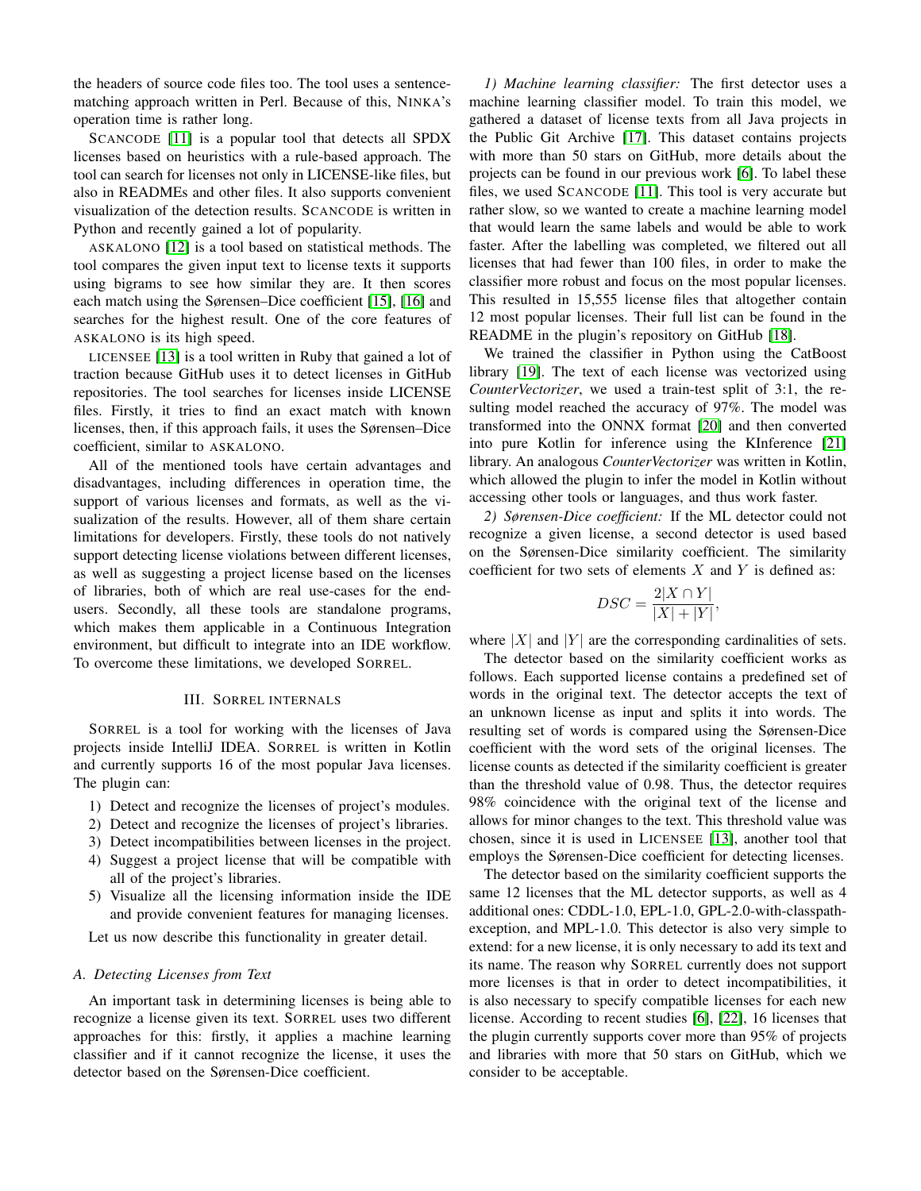the headers of source code files too. The tool uses a sentence-matching approach written in Perl. Because of this, NINKA's operation time is rather long.

SCANCODE [11] is a popular tool that detects all SPDX licenses based on heuristics with a rule-based approach. The tool can search for licenses not only in LICENSE-like files, but also in READMEs and other files. It also supports convenient visualization of the detection results. SCANCODE is written in Python and recently gained a lot of popularity.

ASKALONO [12] is a tool based on statistical methods. The tool compares the given input text to license texts it supports using bigrams to see how similar they are. It then scores each match using the Sørensen–Dice coefficient [15], [16] and searches for the highest result. One of the core features of ASKALONO is its high speed.

LICENSEE [13] is a tool written in Ruby that gained a lot of traction because GitHub uses it to detect licenses in GitHub repositories. The tool searches for licenses inside LICENSE files. Firstly, it tries to find an exact match with known licenses, then, if this approach fails, it uses the Sørensen–Dice coefficient, similar to ASKALONO.

All of the mentioned tools have certain advantages and disadvantages, including differences in operation time, the support of various licenses and formats, as well as the visualization of the results. However, all of them share certain limitations for developers. Firstly, these tools do not natively support detecting license violations between different licenses, as well as suggesting a project license based on the licenses of libraries, both of which are real use-cases for the end-users. Secondly, all these tools are standalone programs, which makes them applicable in a Continuous Integration environment, but difficult to integrate into an IDE workflow. To overcome these limitations, we developed SORREL.

## III. SORREL INTERNALS

SORREL is a tool for working with the licenses of Java projects inside IntelliJ IDEA. SORREL is written in Kotlin and currently supports 16 of the most popular Java licenses. The plugin can:

1) Detect and recognize the licenses of project's modules.
2) Detect and recognize the licenses of project's libraries.
3) Detect incompatibilities between licenses in the project.
4) Suggest a project license that will be compatible with all of the project's libraries.
5) Visualize all the licensing information inside the IDE and provide convenient features for managing licenses.

Let us now describe this functionality in greater detail.

### A. Detecting Licenses from Text

An important task in determining licenses is being able to recognize a license given its text. SORREL uses two different approaches for this: firstly, it applies a machine learning classifier and if it cannot recognize the license, it uses the detector based on the Sørensen-Dice coefficient.

*1) Machine learning classifier:* The first detector uses a machine learning classifier model. To train this model, we gathered a dataset of license texts from all Java projects in the Public Git Archive [17]. This dataset contains projects with more than 50 stars on GitHub, more details about the projects can be found in our previous work [6]. To label these files, we used SCANCODE [11]. This tool is very accurate but rather slow, so we wanted to create a machine learning model that would learn the same labels and would be able to work faster. After the labelling was completed, we filtered out all licenses that had fewer than 100 files, in order to make the classifier more robust and focus on the most popular licenses. This resulted in 15,555 license files that altogether contain 12 most popular licenses. Their full list can be found in the README in the plugin's repository on GitHub [18].

We trained the classifier in Python using the CatBoost library [19]. The text of each license was vectorized using *CounterVectorizer*, we used a train-test split of 3:1, the resulting model reached the accuracy of 97%. The model was transformed into the ONNX format [20] and then converted into pure Kotlin for inference using the KInference [21] library. An analogous *CounterVectorizer* was written in Kotlin, which allowed the plugin to infer the model in Kotlin without accessing other tools or languages, and thus work faster.

*2) Sørensen-Dice coefficient:* If the ML detector could not recognize a given license, a second detector is used based on the Sørensen-Dice similarity coefficient. The similarity coefficient for two sets of elements $X$ and $Y$ is defined as:

$$DSC = \frac{2|X \cap Y|}{|X| + |Y|},$$

where $|X|$ and $|Y|$ are the corresponding cardinalities of sets.

The detector based on the similarity coefficient works as follows. Each supported license contains a predefined set of words in the original text. The detector accepts the text of an unknown license as input and splits it into words. The resulting set of words is compared using the Sørensen-Dice coefficient with the word sets of the original licenses. The license counts as detected if the similarity coefficient is greater than the threshold value of 0.98. Thus, the detector requires 98% coincidence with the original text of the license and allows for minor changes to the text. This threshold value was chosen, since it is used in LICENSEE [13], another tool that employs the Sørensen-Dice coefficient for detecting licenses.

The detector based on the similarity coefficient supports the same 12 licenses that the ML detector supports, as well as 4 additional ones: CDDL-1.0, EPL-1.0, GPL-2.0-with-classpath-exception, and MPL-1.0. This detector is also very simple to extend: for a new license, it is only necessary to add its text and its name. The reason why SORREL currently does not support more licenses is that in order to detect incompatibilities, it is also necessary to specify compatible licenses for each new license. According to recent studies [6], [22], 16 licenses that the plugin currently supports cover more than 95% of projects and libraries with more that 50 stars on GitHub, which we consider to be acceptable.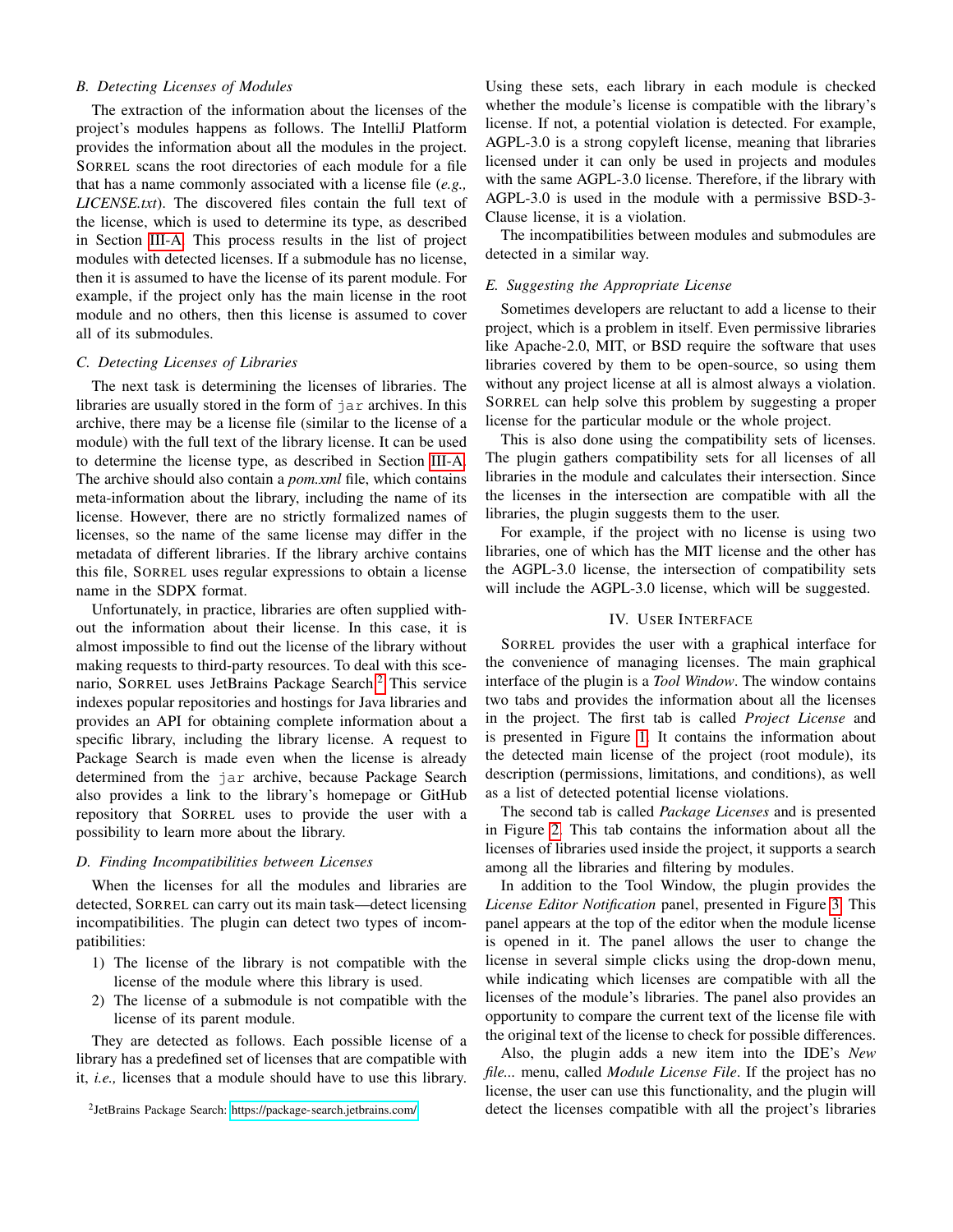### B. Detecting Licenses of Modules

The extraction of the information about the licenses of the project's modules happens as follows. The IntelliJ Platform provides the information about all the modules in the project. SORREL scans the root directories of each module for a file that has a name commonly associated with a license file (*e.g., LICENSE.txt*). The discovered files contain the full text of the license, which is used to determine its type, as described in Section III-A. This process results in the list of project modules with detected licenses. If a submodule has no license, then it is assumed to have the license of its parent module. For example, if the project only has the main license in the root module and no others, then this license is assumed to cover all of its submodules.

### C. Detecting Licenses of Libraries

The next task is determining the licenses of libraries. The libraries are usually stored in the form of `jar` archives. In this archive, there may be a license file (similar to the license of a module) with the full text of the library license. It can be used to determine the license type, as described in Section III-A. The archive should also contain a *pom.xml* file, which contains meta-information about the library, including the name of its license. However, there are no strictly formalized names of licenses, so the name of the same license may differ in the metadata of different libraries. If the library archive contains this file, SORREL uses regular expressions to obtain a license name in the SDPX format.

Unfortunately, in practice, libraries are often supplied without the information about their license. In this case, it is almost impossible to find out the license of the library without making requests to third-party resources. To deal with this scenario, SORREL uses JetBrains Package Search.[2] This service indexes popular repositories and hostings for Java libraries and provides an API for obtaining complete information about a specific library, including the library license. A request to Package Search is made even when the license is already determined from the `jar` archive, because Package Search also provides a link to the library's homepage or GitHub repository that SORREL uses to provide the user with a possibility to learn more about the library.

### D. Finding Incompatibilities between Licenses

When the licenses for all the modules and libraries are detected, SORREL can carry out its main task—detect licensing incompatibilities. The plugin can detect two types of incompatibilities:

1) The license of the library is not compatible with the license of the module where this library is used.
2) The license of a submodule is not compatible with the license of its parent module.

They are detected as follows. Each possible license of a library has a predefined set of licenses that are compatible with it, *i.e.,* licenses that a module should have to use this library. Using these sets, each library in each module is checked whether the module's license is compatible with the library's license. If not, a potential violation is detected. For example, AGPL-3.0 is a strong copyleft license, meaning that libraries licensed under it can only be used in projects and modules with the same AGPL-3.0 license. Therefore, if the library with AGPL-3.0 is used in the module with a permissive BSD-3-Clause license, it is a violation.

The incompatibilities between modules and submodules are detected in a similar way.

### E. Suggesting the Appropriate License

Sometimes developers are reluctant to add a license to their project, which is a problem in itself. Even permissive libraries like Apache-2.0, MIT, or BSD require the software that uses libraries covered by them to be open-source, so using them without any project license at all is almost always a violation. SORREL can help solve this problem by suggesting a proper license for the particular module or the whole project.

This is also done using the compatibility sets of licenses. The plugin gathers compatibility sets for all licenses of all libraries in the module and calculates their intersection. Since the licenses in the intersection are compatible with all the libraries, the plugin suggests them to the user.

For example, if the project with no license is using two libraries, one of which has the MIT license and the other has the AGPL-3.0 license, the intersection of compatibility sets will include the AGPL-3.0 license, which will be suggested.

## IV. USER INTERFACE

SORREL provides the user with a graphical interface for the convenience of managing licenses. The main graphical interface of the plugin is a *Tool Window*. The window contains two tabs and provides the information about all the licenses in the project. The first tab is called *Project License* and is presented in Figure 1. It contains the information about the detected main license of the project (root module), its description (permissions, limitations, and conditions), as well as a list of detected potential license violations.

The second tab is called *Package Licenses* and is presented in Figure 2. This tab contains the information about all the licenses of libraries used inside the project, it supports a search among all the libraries and filtering by modules.

In addition to the Tool Window, the plugin provides the *License Editor Notification* panel, presented in Figure 3. This panel appears at the top of the editor when the module license is opened in it. The panel allows the user to change the license in several simple clicks using the drop-down menu, while indicating which licenses are compatible with all the licenses of the module's libraries. The panel also provides an opportunity to compare the current text of the license file with the original text of the license to check for possible differences.

Also, the plugin adds a new item into the IDE's *New file...* menu, called *Module License File*. If the project has no license, the user can use this functionality, and the plugin will detect the licenses compatible with all the project's libraries

[2] JetBrains Package Search: https://package-search.jetbrains.com/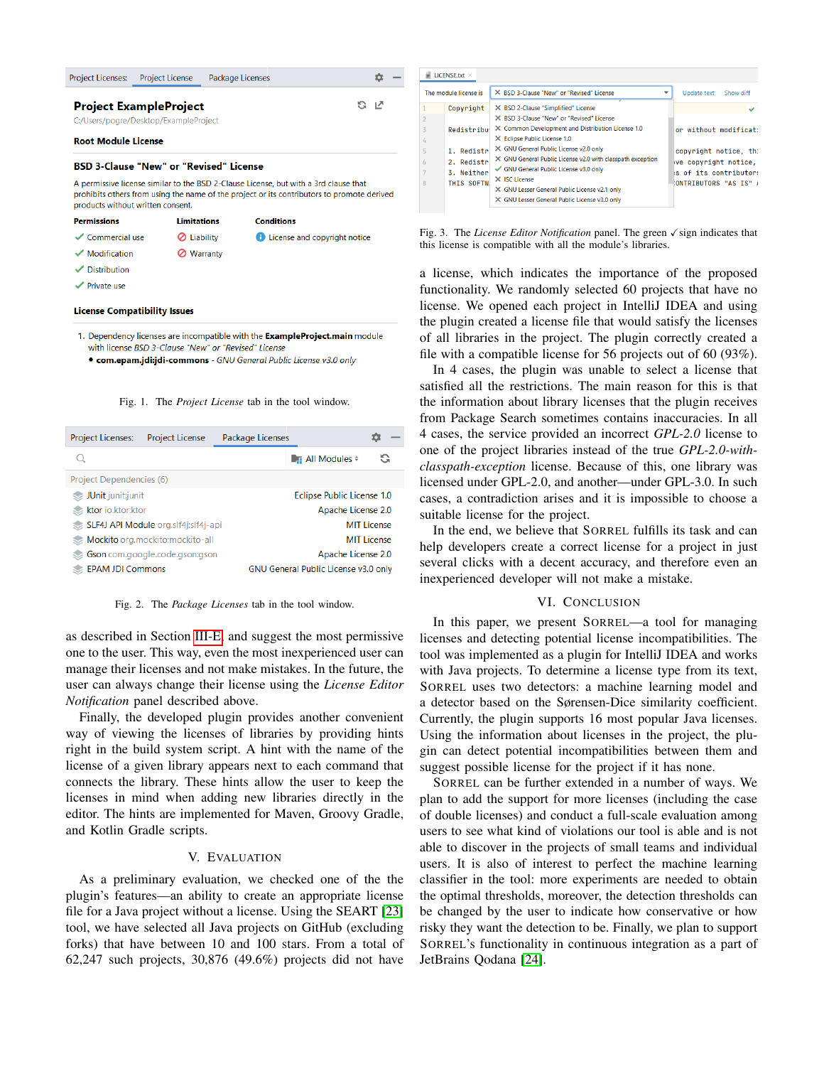Fig. 1. The *Project License* tab in the tool window.

Fig. 2. The *Package Licenses* tab in the tool window.

as described in Section III-E, and suggest the most permissive one to the user. This way, even the most inexperienced user can manage their licenses and not make mistakes. In the future, the user can always change their license using the *License Editor Notification* panel described above.

Finally, the developed plugin provides another convenient way of viewing the licenses of libraries by providing hints right in the build system script. A hint with the name of the license of a given library appears next to each command that connects the library. These hints allow the user to keep the licenses in mind when adding new libraries directly in the editor. The hints are implemented for Maven, Groovy Gradle, and Kotlin Gradle scripts.

## V. Evaluation

As a preliminary evaluation, we checked one of the the plugin's features—an ability to create an appropriate license file for a Java project without a license. Using the SEART [23] tool, we have selected all Java projects on GitHub (excluding forks) that have between 10 and 100 stars. From a total of 62,247 such projects, 30,876 (49.6%) projects did not have a license, which indicates the importance of the proposed functionality. We randomly selected 60 projects that have no license. We opened each project in IntelliJ IDEA and using the plugin created a license file that would satisfy the licenses of all libraries in the project. The plugin correctly created a file with a compatible license for 56 projects out of 60 (93%).

In 4 cases, the plugin was unable to select a license that satisfied all the restrictions. The main reason for this is that the information about library licenses that the plugin receives from Package Search sometimes contains inaccuracies. In all 4 cases, the service provided an incorrect *GPL-2.0* license to one of the project libraries instead of the true *GPL-2.0-with-classpath-exception* license. Because of this, one library was licensed under GPL-2.0, and another—under GPL-3.0. In such cases, a contradiction arises and it is impossible to choose a suitable license for the project.

In the end, we believe that Sorrel fulfills its task and can help developers create a correct license for a project in just several clicks with a decent accuracy, and therefore even an inexperienced developer will not make a mistake.

Fig. 3. The *License Editor Notification* panel. The green ✓ sign indicates that this license is compatible with all the module's libraries.

## VI. Conclusion

In this paper, we present Sorrel—a tool for managing licenses and detecting potential license incompatibilities. The tool was implemented as a plugin for IntelliJ IDEA and works with Java projects. To determine a license type from its text, Sorrel uses two detectors: a machine learning model and a detector based on the Sørensen-Dice similarity coefficient. Currently, the plugin supports 16 most popular Java licenses. Using the information about licenses in the project, the plugin can detect potential incompatibilities between them and suggest possible license for the project if it has none.

Sorrel can be further extended in a number of ways. We plan to add the support for more licenses (including the case of double licenses) and conduct a full-scale evaluation among users to see what kind of violations our tool is able and is not able to discover in the projects of small teams and individual users. It is also of interest to perfect the machine learning classifier in the tool: more experiments are needed to obtain the optimal thresholds, moreover, the detection thresholds can be changed by the user to indicate how conservative or how risky they want the detection to be. Finally, we plan to support Sorrel's functionality in continuous integration as a part of JetBrains Qodana [24].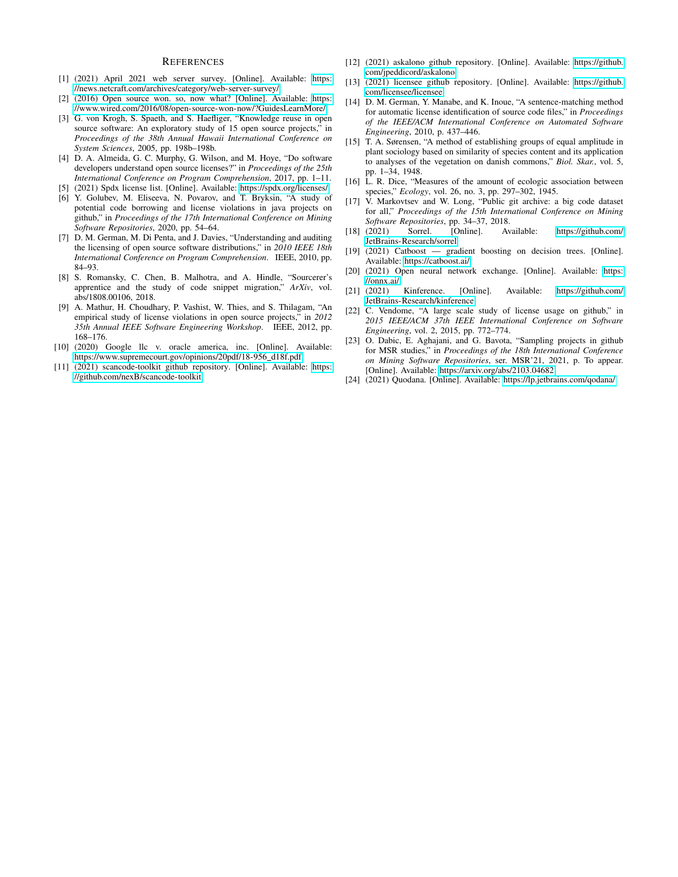## REFERENCES

[1] (2021) April 2021 web server survey. [Online]. Available: https://news.netcraft.com/archives/category/web-server-survey/

[2] (2016) Open source won. so, now what? [Online]. Available: https://www.wired.com/2016/08/open-source-won-now/?GuidesLearnMore/

[3] G. von Krogh, S. Spaeth, and S. Haefliger, "Knowledge reuse in open source software: An exploratory study of 15 open source projects," in *Proceedings of the 38th Annual Hawaii International Conference on System Sciences*, 2005, pp. 198b–198b.

[4] D. A. Almeida, G. C. Murphy, G. Wilson, and M. Hoye, "Do software developers understand open source licenses?" in *Proceedings of the 25th International Conference on Program Comprehension*, 2017, pp. 1–11.

[5] (2021) Spdx license list. [Online]. Available: https://spdx.org/licenses/

[6] Y. Golubev, M. Eliseeva, N. Povarov, and T. Bryksin, "A study of potential code borrowing and license violations in java projects on github," in *Proceedings of the 17th International Conference on Mining Software Repositories*, 2020, pp. 54–64.

[7] D. M. German, M. Di Penta, and J. Davies, "Understanding and auditing the licensing of open source software distributions," in *2010 IEEE 18th International Conference on Program Comprehension*. IEEE, 2010, pp. 84–93.

[8] S. Romansky, C. Chen, B. Malhotra, and A. Hindle, "Sourcerer's apprentice and the study of code snippet migration," *ArXiv*, vol. abs/1808.00106, 2018.

[9] A. Mathur, H. Choudhary, P. Vashist, W. Thies, and S. Thilagam, "An empirical study of license violations in open source projects," in *2012 35th Annual IEEE Software Engineering Workshop*. IEEE, 2012, pp. 168–176.

[10] (2020) Google llc v. oracle america, inc. [Online]. Available: https://www.supremecourt.gov/opinions/20pdf/18-956_d18f.pdf

[11] (2021) scancode-toolkit github repository. [Online]. Available: https://github.com/nexB/scancode-toolkit

[12] (2021) askalono github repository. [Online]. Available: https://github.com/jpeddicord/askalono

[13] (2021) licensee github repository. [Online]. Available: https://github.com/licensee/licensee

[14] D. M. German, Y. Manabe, and K. Inoue, "A sentence-matching method for automatic license identification of source code files," in *Proceedings of the IEEE/ACM International Conference on Automated Software Engineering*, 2010, p. 437–446.

[15] T. A. Sørensen, "A method of establishing groups of equal amplitude in plant sociology based on similarity of species content and its application to analyses of the vegetation on danish commons," *Biol. Skar.*, vol. 5, pp. 1–34, 1948.

[16] L. R. Dice, "Measures of the amount of ecologic association between species," *Ecology*, vol. 26, no. 3, pp. 297–302, 1945.

[17] V. Markovtsev and W. Long, "Public git archive: a big code dataset for all," *Proceedings of the 15th International Conference on Mining Software Repositories*, pp. 34–37, 2018.

[18] (2021) Sorrel. [Online]. Available: https://github.com/JetBrains-Research/sorrel

[19] (2021) Catboost — gradient boosting on decision trees. [Online]. Available: https://catboost.ai/

[20] (2021) Open neural network exchange. [Online]. Available: https://onnx.ai/

[21] (2021) Kinference. [Online]. Available: https://github.com/JetBrains-Research/kinference

[22] C. Vendome, "A large scale study of license usage on github," in *2015 IEEE/ACM 37th IEEE International Conference on Software Engineering*, vol. 2, 2015, pp. 772–774.

[23] O. Dabic, E. Aghajani, and G. Bavota, "Sampling projects in github for MSR studies," in *Proceedings of the 18th International Conference on Mining Software Repositories*, ser. MSR'21, 2021, p. To appear. [Online]. Available: https://arxiv.org/abs/2103.04682

[24] (2021) Quodana. [Online]. Available: https://lp.jetbrains.com/qodana/